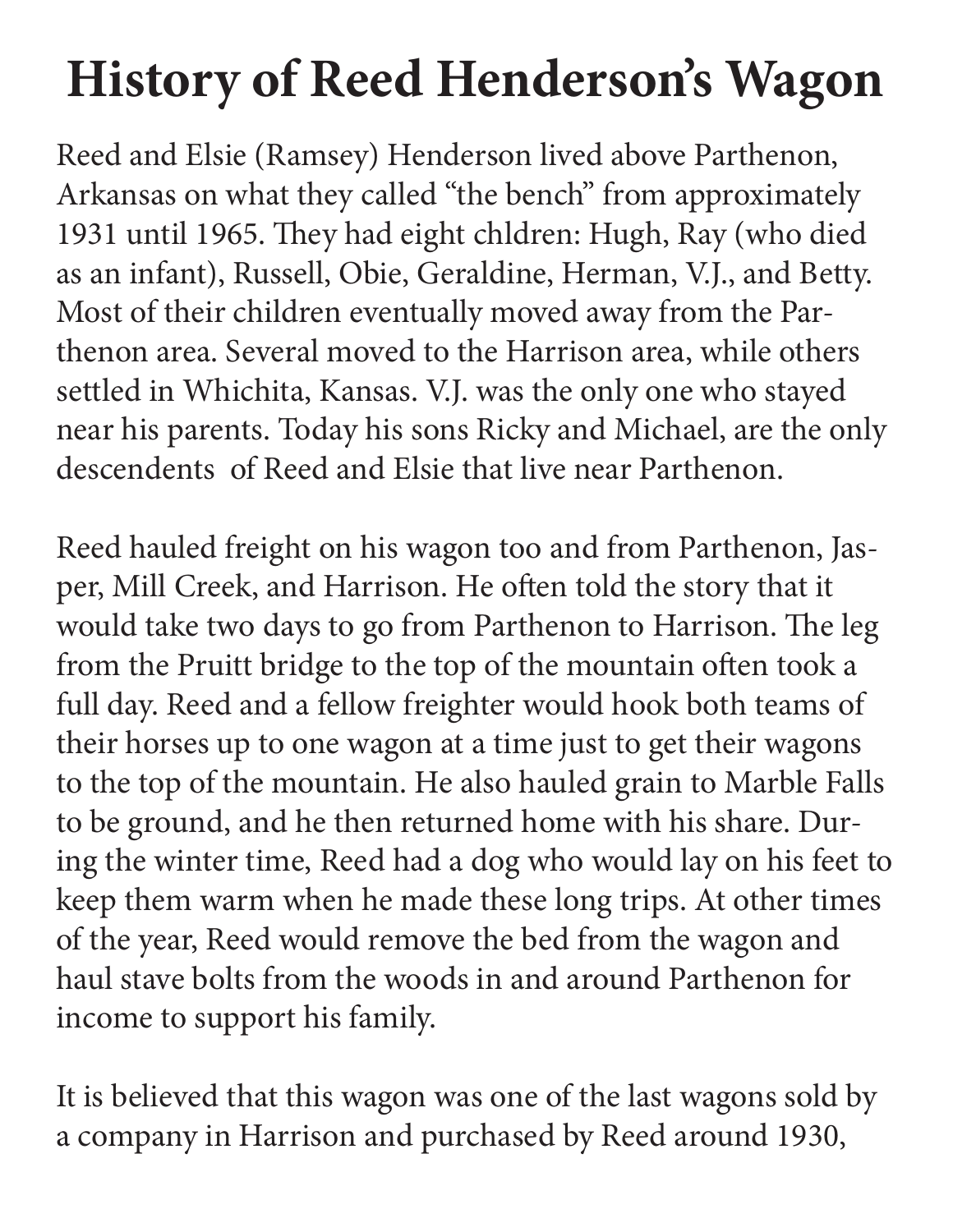# History of Reed Henderson's Wagon

Reed and Elsie (Ramsey) Henderson lived above Parthenon, Arkansas on what they called "the bench" from approximately 1931 until 1965. They had eight chldren: Hugh, Ray (who died as an infant), Russell, Obie, Geraldine, Herman, V.J., and Betty. Most of their children eventually moved away from the Parthenon area. Several moved to the Harrison area, while others settled in Whichita, Kansas. V.J. was the only one who stayed near his parents. Today his sons Ricky and Michael, are the only descendents of Reed and Elsie that live near Parthenon.

Reed hauled freight on his wagon too and from Parthenon, Jasper, Mill Creek, and Harrison. He often told the story that it would take two days to go from Parthenon to Harrison. The leg from the Pruitt bridge to the top of the mountain often took a full day. Reed and a fellow freighter would hook both teams of their horses up to one wagon at a time just to get their wagons to the top of the mountain. He also hauled grain to Marble Falls to be ground, and he then returned home with his share. During the winter time, Reed had a dog who would lay on his feet to keep them warm when he made these long trips. At other times of the year, Reed would remove the bed from the wagon and haul stave bolts from the woods in and around Parthenon for income to support his family.

It is believed that this wagon was one of the last wagons sold by a company in Harrison and purchased by Reed around 1930,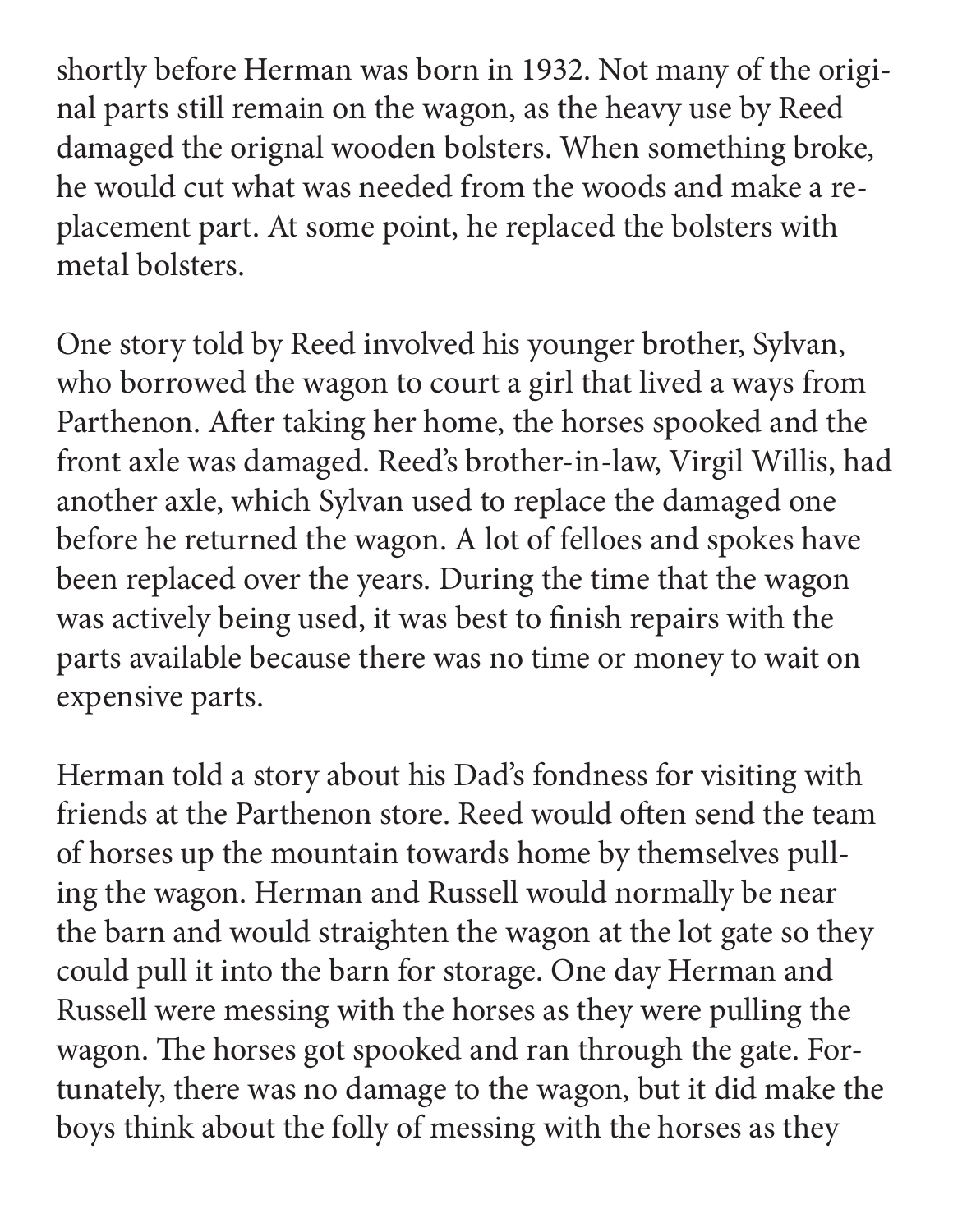shortly before Herman was born in 1932. Not many of the original parts still remain on the wagon, as the heavy use by Reed damaged the orignal wooden bolsters. When something broke, he would cut what was needed from the woods and make a replacement part. At some point, he replaced the bolsters with metal bolsters.

One story told by Reed involved his younger brother, Sylvan, who borrowed the wagon to court a girl that lived a ways from Parthenon. After taking her home, the horses spooked and the front axle was damaged. Reed's brother-in-law, Virgil Willis, had another axle, which Sylvan used to replace the damaged one before he returned the wagon. A lot of felloes and spokes have been replaced over the years. During the time that the wagon was actively being used, it was best to finish repairs with the parts available because there was no time or money to wait on expensive parts.

Herman told a story about his Dad's fondness for visiting with friends at the Parthenon store. Reed would often send the team of horses up the mountain towards home by themselves pulling the wagon. Herman and Russell would normally be near the barn and would straighten the wagon at the lot gate so they could pull it into the barn for storage. One day Herman and Russell were messing with the horses as they were pulling the wagon. The horses got spooked and ran through the gate. Fortunately, there was no damage to the wagon, but it did make the boys think about the folly of messing with the horses as they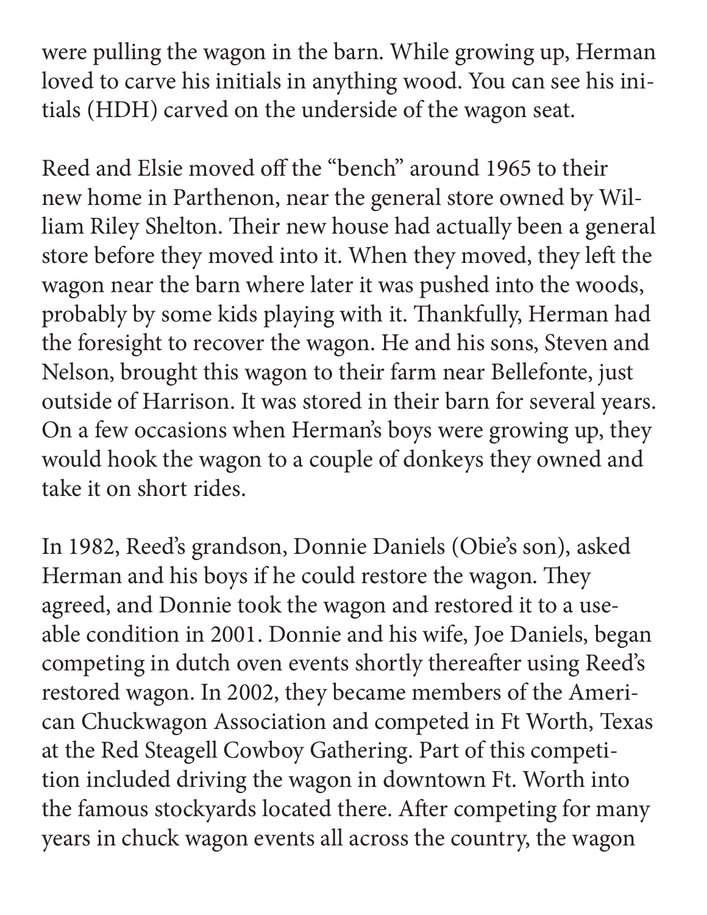were pulling the wagon in the barn. While growing up, Herman loved to carve his initials in anything wood. You can see his initials (HDH) carved on the underside of the wagon seat.

Reed and Elsie moved off the "bench" around 1965 to their new home in Parthenon, near the general store owned by William Riley Shelton. Their new house had actually been a general store before they moved into it. When they moved, they left the wagon near the barn where later it was pushed into the woods, probably by some kids playing with it. Thankfully, Herman had the foresight to recover the wagon. He and his sons, Steven and Nelson, brought this wagon to their farm near Bellefonte, just outside of Harrison. It was stored in their barn for several years. On a few occasions when Herman's boys were growing up, they would hook the wagon to a couple of donkeys they owned and take it on short rides.

In 1982, Reed's grandson, Donnie Daniels (Obie's son), asked Herman and his boys if he could restore the wagon. They agreed, and Donnie took the wagon and restored it to a useable condition in 2001. Donnie and his wife, Joe Daniels, began competing in dutch oven events shortly thereafter using Reed's restored wagon. In 2002, they became members of the American Chuckwagon Association and competed in Ft Worth, Texas at the Red Steagell Cowboy Gathering. Part of this competition included driving the wagon in downtown Ft. Worth into the famous stockyards located there. After competing for many years in chuck wagon events all across the country, the wagon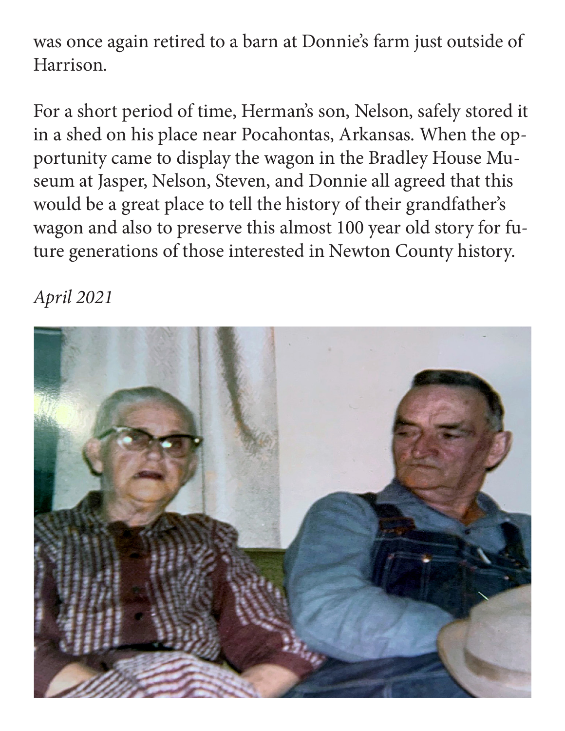was once again retired to a barn at Donnie's farm just outside of Harrison.

For a short period of time, Herman's son, Nelson, safely stored it in a shed on his place near Pocahontas, Arkansas. When the opportunity came to display the wagon in the Bradley House Museum at Jasper, Nelson, Steven, and Donnie all agreed that this would be a great place to tell the history of their grandfather's wagon and also to preserve this almost 100 year old story for future generations of those interested in Newton County history.

*April 2021*